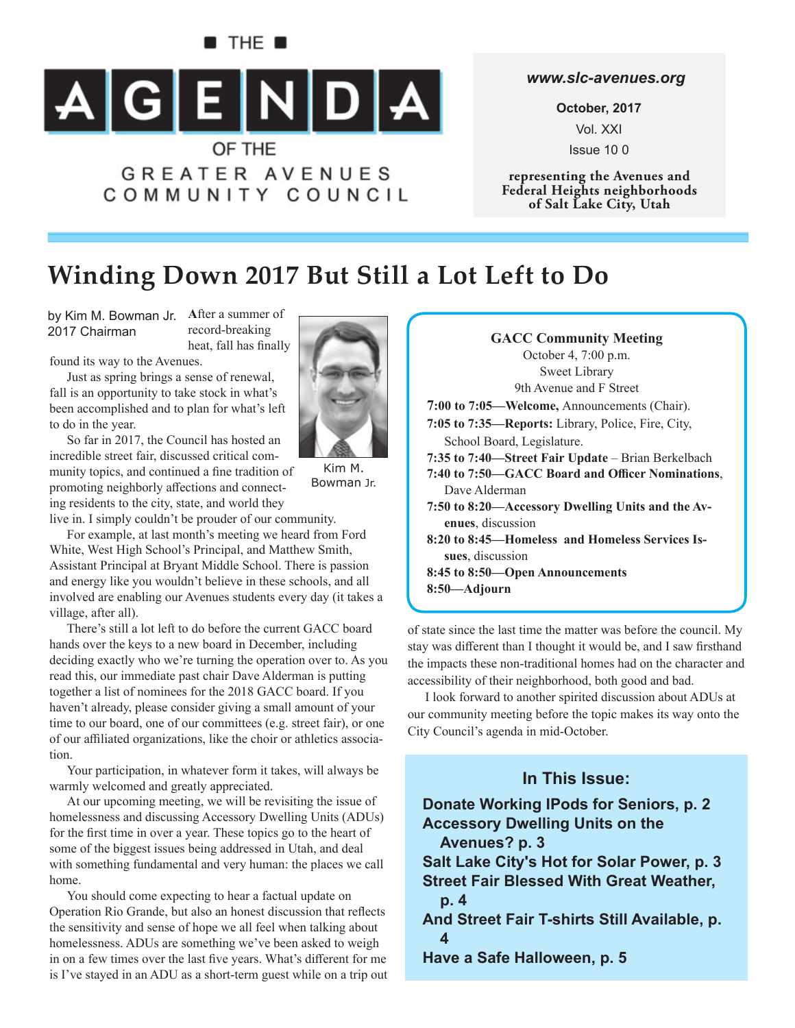# THE AGENDA OF THE GREATER AVENUES COMMUNITY COUNCIL

*www.slc-avenues.org*

**October, 2017**

Vol. XXI

Issue 10 0

**representing the Avenues and Federal Heights neighborhoods of Salt Lake City, Utah**

## Winding Down 2017 But Still a Lot Left to Do

by Kim M. Bowman Jr.
2017 Chairman

Kim M. Bowman Jr.

**A**fter a summer of record-breaking heat, fall has finally found its way to the Avenues.

Just as spring brings a sense of renewal, fall is an opportunity to take stock in what's been accomplished and to plan for what's left to do in the year.

So far in 2017, the Council has hosted an incredible street fair, discussed critical community topics, and continued a fine tradition of promoting neighborly affections and connecting residents to the city, state, and world they live in. I simply couldn't be prouder of our community.

For example, at last month's meeting we heard from Ford White, West High School's Principal, and Matthew Smith, Assistant Principal at Bryant Middle School. There is passion and energy like you wouldn't believe in these schools, and all involved are enabling our Avenues students every day (it takes a village, after all).

There's still a lot left to do before the current GACC board hands over the keys to a new board in December, including deciding exactly who we're turning the operation over to. As you read this, our immediate past chair Dave Alderman is putting together a list of nominees for the 2018 GACC board. If you haven't already, please consider giving a small amount of your time to our board, one of our committees (e.g. street fair), or one of our affiliated organizations, like the choir or athletics association.

Your participation, in whatever form it takes, will always be warmly welcomed and greatly appreciated.

At our upcoming meeting, we will be revisiting the issue of homelessness and discussing Accessory Dwelling Units (ADUs) for the first time in over a year. These topics go to the heart of some of the biggest issues being addressed in Utah, and deal with something fundamental and very human: the places we call home.

You should come expecting to hear a factual update on Operation Rio Grande, but also an honest discussion that reflects the sensitivity and sense of hope we all feel when talking about homelessness. ADUs are something we've been asked to weigh in on a few times over the last five years. What's different for me is I've stayed in an ADU as a short-term guest while on a trip out of state since the last time the matter was before the council. My stay was different than I thought it would be, and I saw firsthand the impacts these non-traditional homes had on the character and accessibility of their neighborhood, both good and bad.

I look forward to another spirited discussion about ADUs at our community meeting before the topic makes its way onto the City Council's agenda in mid-October.

---

**GACC Community Meeting**
October 4, 7:00 p.m.
Sweet Library
9th Avenue and F Street

**7:00 to 7:05—Welcome,** Announcements (Chair).
**7:05 to 7:35—Reports:** Library, Police, Fire, City, School Board, Legislature.
**7:35 to 7:40—Street Fair Update** – Brian Berkelbach
**7:40 to 7:50—GACC Board and Officer Nominations**, Dave Alderman
**7:50 to 8:20—Accessory Dwelling Units and the Avenues**, discussion
**8:20 to 8:45—Homeless and Homeless Services Issues**, discussion
**8:45 to 8:50—Open Announcements**
**8:50—Adjourn**

---

### In This Issue:

**Donate Working IPods for Seniors, p. 2**
**Accessory Dwelling Units on the Avenues? p. 3**
**Salt Lake City's Hot for Solar Power, p. 3**
**Street Fair Blessed With Great Weather, p. 4**
**And Street Fair T-shirts Still Available, p. 4**
**Have a Safe Halloween, p. 5**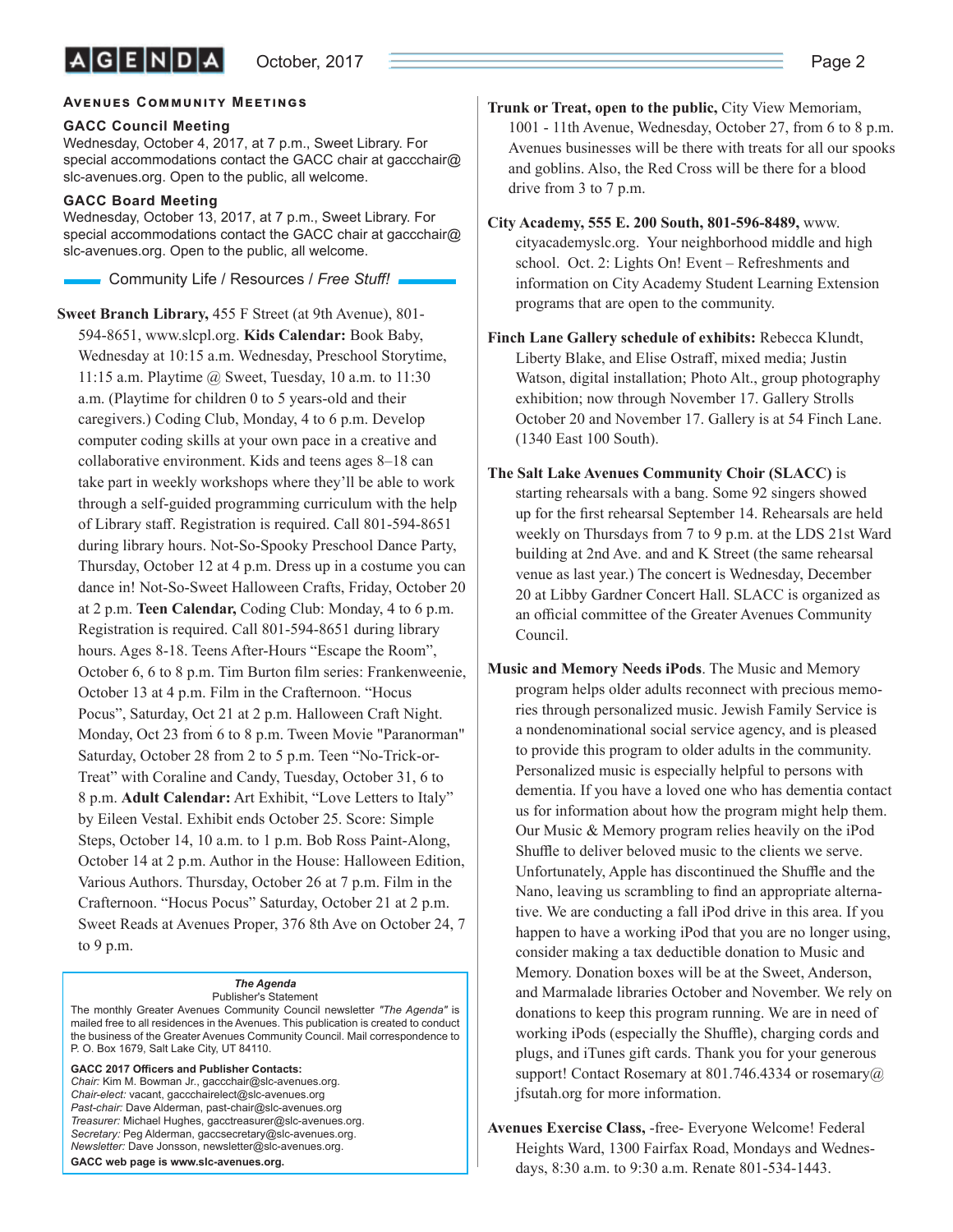## Avenues Community Meetings

### GACC Council Meeting

Wednesday, October 4, 2017, at 7 p.m., Sweet Library. For special accommodations contact the GACC chair at gaccchair@slc-avenues.org. Open to the public, all welcome.

### GACC Board Meeting

Wednesday, October 13, 2017, at 7 p.m., Sweet Library. For special accommodations contact the GACC chair at gaccchair@slc-avenues.org. Open to the public, all welcome.

## Community Life / Resources / *Free Stuff!*

**Sweet Branch Library,** 455 F Street (at 9th Avenue), 801-594-8651, www.slcpl.org. **Kids Calendar:** Book Baby, Wednesday at 10:15 a.m. Wednesday, Preschool Storytime, 11:15 a.m. Playtime @ Sweet, Tuesday, 10 a.m. to 11:30 a.m. (Playtime for children 0 to 5 years-old and their caregivers.) Coding Club, Monday, 4 to 6 p.m. Develop computer coding skills at your own pace in a creative and collaborative environment. Kids and teens ages 8–18 can take part in weekly workshops where they'll be able to work through a self-guided programming curriculum with the help of Library staff. Registration is required. Call 801-594-8651 during library hours. Not-So-Spooky Preschool Dance Party, Thursday, October 12 at 4 p.m. Dress up in a costume you can dance in! Not-So-Sweet Halloween Crafts, Friday, October 20 at 2 p.m. **Teen Calendar,** Coding Club: Monday, 4 to 6 p.m. Registration is required. Call 801-594-8651 during library hours. Ages 8-18. Teens After-Hours "Escape the Room", October 6, 6 to 8 p.m. Tim Burton film series: Frankenweenie, October 13 at 4 p.m. Film in the Crafternoon. "Hocus Pocus", Saturday, Oct 21 at 2 p.m. Halloween Craft Night. Monday, Oct 23 from 6 to 8 p.m. Tween Movie "Paranorman" Saturday, October 28 from 2 to 5 p.m. Teen "No-Trick-or-Treat" with Coraline and Candy, Tuesday, October 31, 6 to 8 p.m. **Adult Calendar:** Art Exhibit, "Love Letters to Italy" by Eileen Vestal. Exhibit ends October 25. Score: Simple Steps, October 14, 10 a.m. to 1 p.m. Bob Ross Paint-Along, October 14 at 2 p.m. Author in the House: Halloween Edition, Various Authors. Thursday, October 26 at 7 p.m. Film in the Crafternoon. "Hocus Pocus" Saturday, October 21 at 2 p.m. Sweet Reads at Avenues Proper, 376 8th Ave on October 24, 7 to 9 p.m.

> ***The Agenda***
> Publisher's Statement
> The monthly Greater Avenues Community Council newsletter *"The Agenda"* is mailed free to all residences in the Avenues. This publication is created to conduct the business of the Greater Avenues Community Council. Mail correspondence to P. O. Box 1679, Salt Lake City, UT 84110.
>
> **GACC 2017 Officers and Publisher Contacts:**
> *Chair:* Kim M. Bowman Jr., gaccchair@slc-avenues.org.
> *Chair-elect:* vacant, gaccchairelect@slc-avenues.org
> *Past-chair:* Dave Alderman, past-chair@slc-avenues.org
> *Treasurer:* Michael Hughes, gacctreasurer@slc-avenues.org.
> *Secretary:* Peg Alderman, gaccsecretary@slc-avenues.org.
> *Newsletter:* Dave Jonsson, newsletter@slc-avenues.org.
> **GACC web page is www.slc-avenues.org.**

**Trunk or Treat, open to the public,** City View Memoriam, 1001 - 11th Avenue, Wednesday, October 27, from 6 to 8 p.m. Avenues businesses will be there with treats for all our spooks and goblins. Also, the Red Cross will be there for a blood drive from 3 to 7 p.m.

**City Academy, 555 E. 200 South, 801-596-8489,** www.cityacademyslc.org. Your neighborhood middle and high school. Oct. 2: Lights On! Event – Refreshments and information on City Academy Student Learning Extension programs that are open to the community.

**Finch Lane Gallery schedule of exhibits:** Rebecca Klundt, Liberty Blake, and Elise Ostraff, mixed media; Justin Watson, digital installation; Photo Alt., group photography exhibition; now through November 17. Gallery Strolls October 20 and November 17. Gallery is at 54 Finch Lane. (1340 East 100 South).

**The Salt Lake Avenues Community Choir (SLACC)** is starting rehearsals with a bang. Some 92 singers showed up for the first rehearsal September 14. Rehearsals are held weekly on Thursdays from 7 to 9 p.m. at the LDS 21st Ward building at 2nd Ave. and and K Street (the same rehearsal venue as last year.) The concert is Wednesday, December 20 at Libby Gardner Concert Hall. SLACC is organized as an official committee of the Greater Avenues Community Council.

**Music and Memory Needs iPods**. The Music and Memory program helps older adults reconnect with precious memories through personalized music. Jewish Family Service is a nondenominational social service agency, and is pleased to provide this program to older adults in the community. Personalized music is especially helpful to persons with dementia. If you have a loved one who has dementia contact us for information about how the program might help them. Our Music & Memory program relies heavily on the iPod Shuffle to deliver beloved music to the clients we serve. Unfortunately, Apple has discontinued the Shuffle and the Nano, leaving us scrambling to find an appropriate alternative. We are conducting a fall iPod drive in this area. If you happen to have a working iPod that you are no longer using, consider making a tax deductible donation to Music and Memory. Donation boxes will be at the Sweet, Anderson, and Marmalade libraries October and November. We rely on donations to keep this program running. We are in need of working iPods (especially the Shuffle), charging cords and plugs, and iTunes gift cards. Thank you for your generous support! Contact Rosemary at 801.746.4334 or rosemary@jfsutah.org for more information.

**Avenues Exercise Class,** -free- Everyone Welcome! Federal Heights Ward, 1300 Fairfax Road, Mondays and Wednesdays, 8:30 a.m. to 9:30 a.m. Renate 801-534-1443.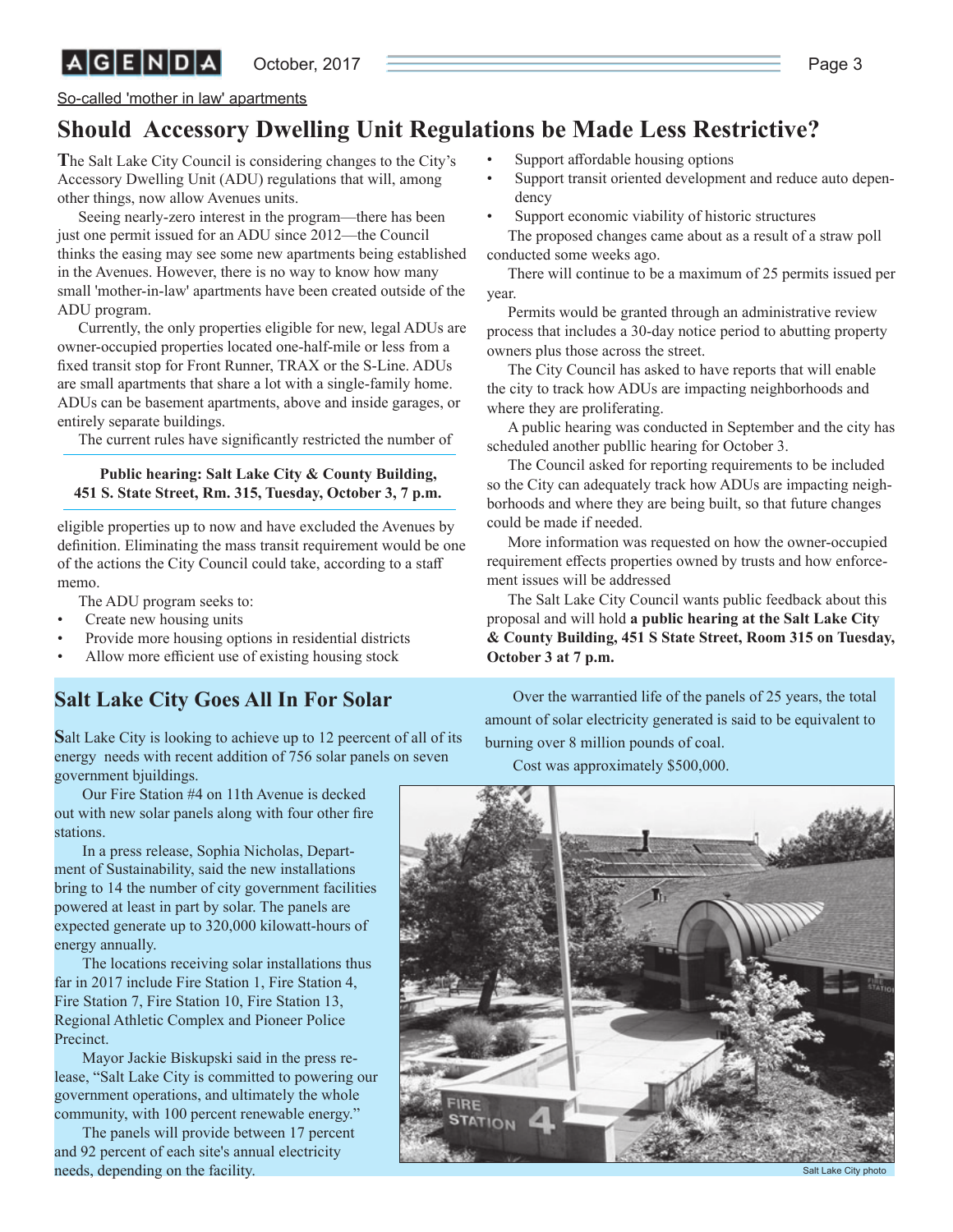So-called 'mother in law' apartments

## Should Accessory Dwelling Unit Regulations be Made Less Restrictive?

The Salt Lake City Council is considering changes to the City's Accessory Dwelling Unit (ADU) regulations that will, among other things, now allow Avenues units.

Seeing nearly-zero interest in the program—there has been just one permit issued for an ADU since 2012—the Council thinks the easing may see some new apartments being established in the Avenues. However, there is no way to know how many small 'mother-in-law' apartments have been created outside of the ADU program.

Currently, the only properties eligible for new, legal ADUs are owner-occupied properties located one-half-mile or less from a fixed transit stop for Front Runner, TRAX or the S-Line. ADUs are small apartments that share a lot with a single-family home. ADUs can be basement apartments, above and inside garages, or entirely separate buildings.

The current rules have significantly restricted the number of eligible properties up to now and have excluded the Avenues by definition. Eliminating the mass transit requirement would be one of the actions the City Council could take, according to a staff memo.

**Public hearing: Salt Lake City & County Building, 451 S. State Street, Rm. 315, Tuesday, October 3, 7 p.m.**

The ADU program seeks to:

- Create new housing units
- Provide more housing options in residential districts
- Allow more efficient use of existing housing stock
- Support affordable housing options
- Support transit oriented development and reduce auto dependency
- Support economic viability of historic structures

The proposed changes came about as a result of a straw poll conducted some weeks ago.

There will continue to be a maximum of 25 permits issued per year.

Permits would be granted through an administrative review process that includes a 30-day notice period to abutting property owners plus those across the street.

The City Council has asked to have reports that will enable the city to track how ADUs are impacting neighborhoods and where they are proliferating.

A public hearing was conducted in September and the city has scheduled another publlic hearing for October 3.

The Council asked for reporting requirements to be included so the City can adequately track how ADUs are impacting neighborhoods and where they are being built, so that future changes could be made if needed.

More information was requested on how the owner-occupied requirement effects properties owned by trusts and how enforcement issues will be addressed

The Salt Lake City Council wants public feedback about this proposal and will hold **a public hearing at the Salt Lake City & County Building, 451 S State Street, Room 315 on Tuesday, October 3 at 7 p.m.**

## Salt Lake City Goes All In For Solar

Salt Lake City is looking to achieve up to 12 peercent of all of its energy needs with recent addition of 756 solar panels on seven government bjuildings.

Our Fire Station #4 on 11th Avenue is decked out with new solar panels along with four other fire stations.

In a press release, Sophia Nicholas, Department of Sustainability, said the new installations bring to 14 the number of city government facilities powered at least in part by solar. The panels are expected generate up to 320,000 kilowatt-hours of energy annually.

The locations receiving solar installations thus far in 2017 include Fire Station 1, Fire Station 4, Fire Station 7, Fire Station 10, Fire Station 13, Regional Athletic Complex and Pioneer Police Precinct.

Mayor Jackie Biskupski said in the press release, "Salt Lake City is committed to powering our government operations, and ultimately the whole community, with 100 percent renewable energy."

The panels will provide between 17 percent and 92 percent of each site's annual electricity needs, depending on the facility.

Over the warrantied life of the panels of 25 years, the total amount of solar electricity generated is said to be equivalent to burning over 8 million pounds of coal.

Cost was approximately $500,000.

Salt Lake City photo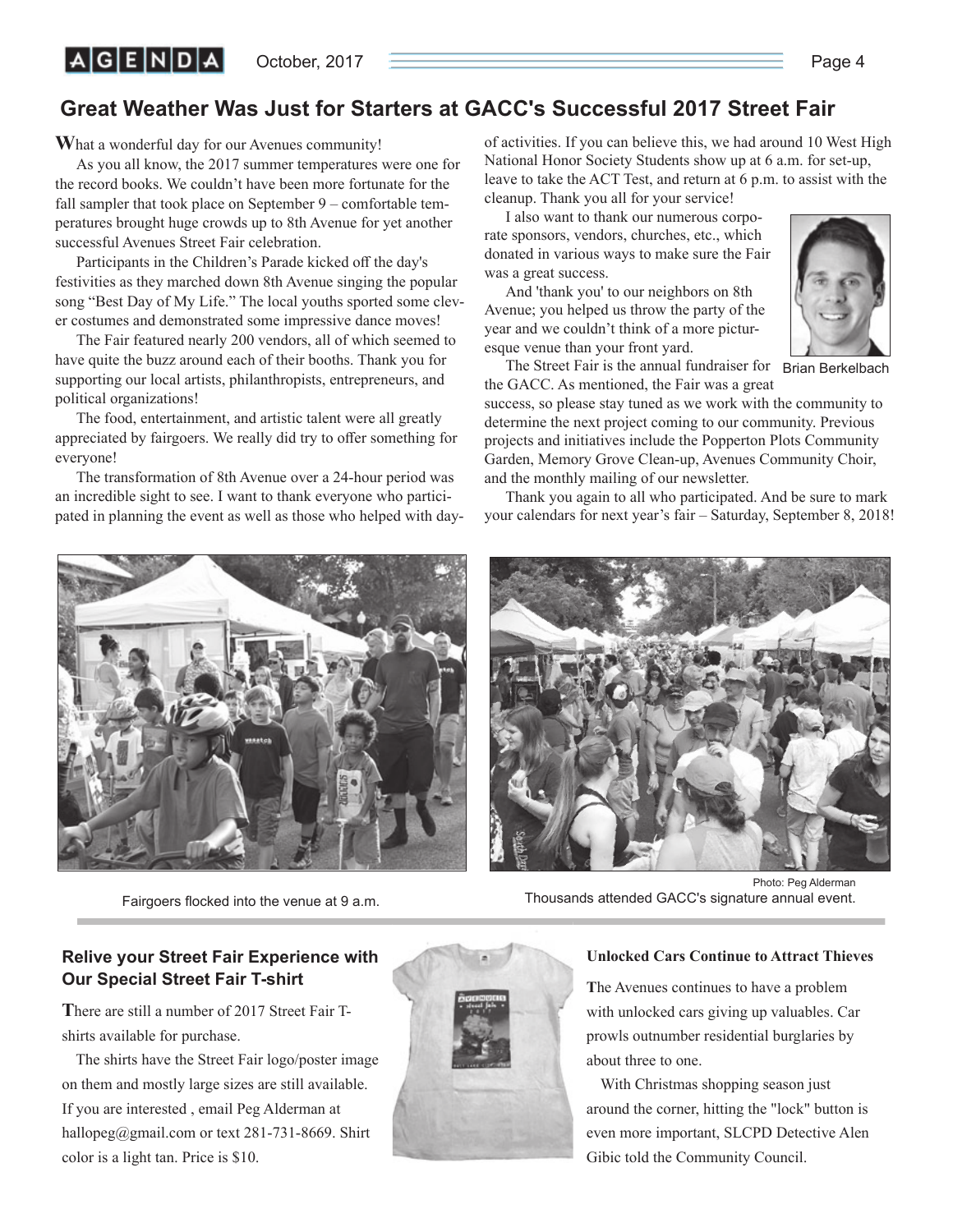## Great Weather Was Just for Starters at GACC's Successful 2017 Street Fair

What a wonderful day for our Avenues community!

As you all know, the 2017 summer temperatures were one for the record books. We couldn't have been more fortunate for the fall sampler that took place on September 9 – comfortable temperatures brought huge crowds up to 8th Avenue for yet another successful Avenues Street Fair celebration.

Participants in the Children's Parade kicked off the day's festivities as they marched down 8th Avenue singing the popular song "Best Day of My Life." The local youths sported some clever costumes and demonstrated some impressive dance moves!

The Fair featured nearly 200 vendors, all of which seemed to have quite the buzz around each of their booths. Thank you for supporting our local artists, philanthropists, entrepreneurs, and political organizations!

The food, entertainment, and artistic talent were all greatly appreciated by fairgoers. We really did try to offer something for everyone!

The transformation of 8th Avenue over a 24-hour period was an incredible sight to see. I want to thank everyone who participated in planning the event as well as those who helped with day-of activities. If you can believe this, we had around 10 West High National Honor Society Students show up at 6 a.m. for set-up, leave to take the ACT Test, and return at 6 p.m. to assist with the cleanup. Thank you all for your service!

I also want to thank our numerous corporate sponsors, vendors, churches, etc., which donated in various ways to make sure the Fair was a great success.

And 'thank you' to our neighbors on 8th Avenue; you helped us throw the party of the year and we couldn't think of a more picturesque venue than your front yard.

Brian Berkelbach

The Street Fair is the annual fundraiser for the GACC. As mentioned, the Fair was a great success, so please stay tuned as we work with the community to determine the next project coming to our community. Previous projects and initiatives include the Popperton Plots Community Garden, Memory Grove Clean-up, Avenues Community Choir, and the monthly mailing of our newsletter.

Thank you again to all who participated. And be sure to mark your calendars for next year's fair – Saturday, September 8, 2018!

Fairgoers flocked into the venue at 9 a.m.

Photo: Peg Alderman

Thousands attended GACC's signature annual event.

### Relive your Street Fair Experience with Our Special Street Fair T-shirt

There are still a number of 2017 Street Fair T-shirts available for purchase.

The shirts have the Street Fair logo/poster image on them and mostly large sizes are still available. If you are interested , email Peg Alderman at hallopeg@gmail.com or text 281-731-8669. Shirt color is a light tan. Price is $10.

### Unlocked Cars Continue to Attract Thieves

The Avenues continues to have a problem with unlocked cars giving up valuables. Car prowls outnumber residential burglaries by about three to one.

With Christmas shopping season just around the corner, hitting the "lock" button is even more important, SLCPD Detective Alen Gibic told the Community Council.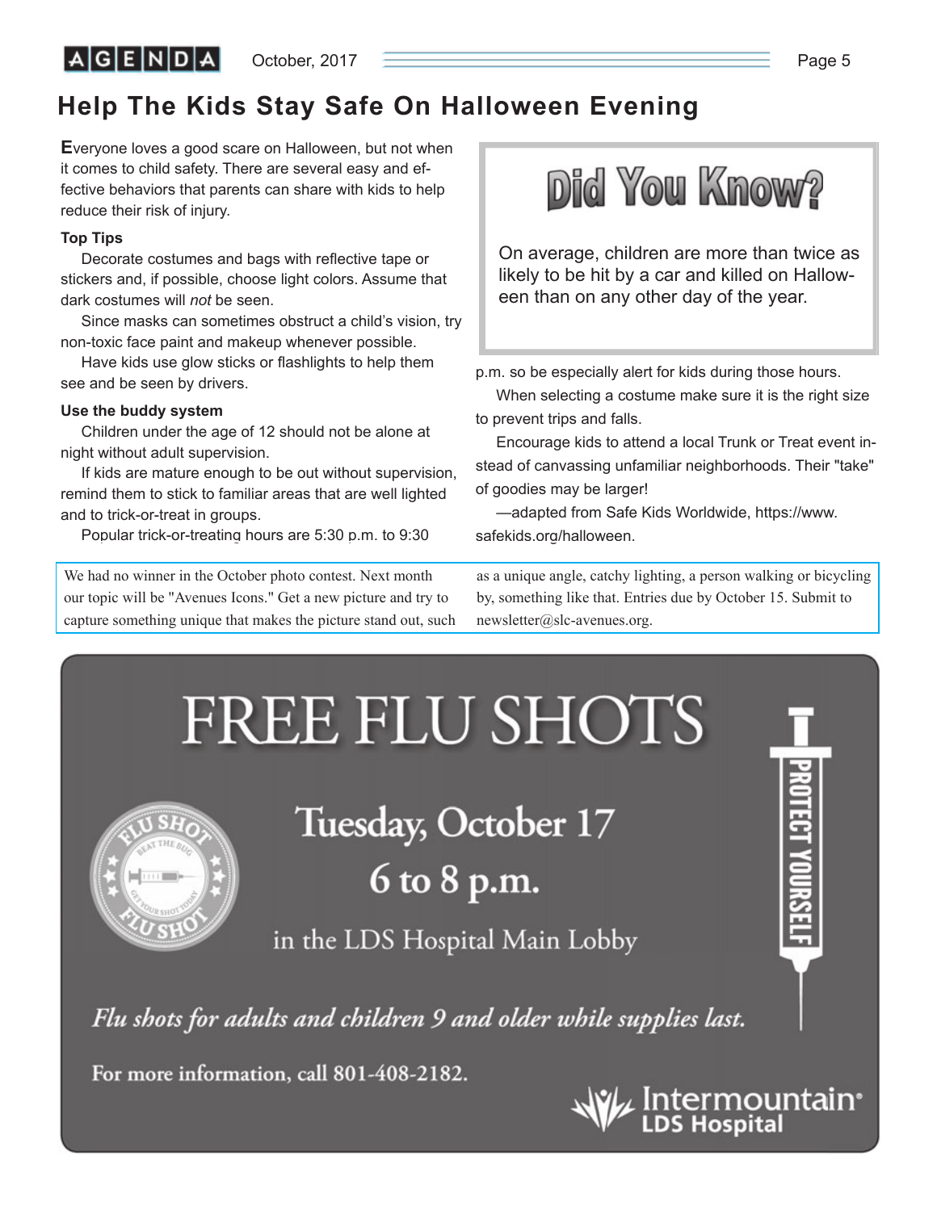# Help The Kids Stay Safe On Halloween Evening

Everyone loves a good scare on Halloween, but not when it comes to child safety. There are several easy and effective behaviors that parents can share with kids to help reduce their risk of injury.

### Top Tips

Decorate costumes and bags with reflective tape or stickers and, if possible, choose light colors. Assume that dark costumes will *not* be seen.

Since masks can sometimes obstruct a child's vision, try non-toxic face paint and makeup whenever possible.

Have kids use glow sticks or flashlights to help them see and be seen by drivers.

### Use the buddy system

Children under the age of 12 should not be alone at night without adult supervision.

If kids are mature enough to be out without supervision, remind them to stick to familiar areas that are well lighted and to trick-or-treat in groups.

Popular trick-or-treating hours are 5:30 p.m. to 9:30 p.m. so be especially alert for kids during those hours.

When selecting a costume make sure it is the right size to prevent trips and falls.

Encourage kids to attend a local Trunk or Treat event instead of canvassing unfamiliar neighborhoods. Their "take" of goodies may be larger!

—adapted from Safe Kids Worldwide, https://www.safekids.org/halloween.

## Did You Know?

On average, children are more than twice as likely to be hit by a car and killed on Halloween than on any other day of the year.

---

We had no winner in the October photo contest. Next month our topic will be "Avenues Icons." Get a new picture and try to capture something unique that makes the picture stand out, such as a unique angle, catchy lighting, a person walking or bicycling by, something like that. Entries due by October 15. Submit to newsletter@slc-avenues.org.

---

# FREE FLU SHOTS

FLU SHOT · BEAT THE BUG · GET YOUR SHOT TODAY · FLU SHOT

**Tuesday, October 17**

**6 to 8 p.m.**

in the LDS Hospital Main Lobby

PROTECT YOURSELF

*Flu shots for adults and children 9 and older while supplies last.*

For more information, call 801-408-2182.

Intermountain® LDS Hospital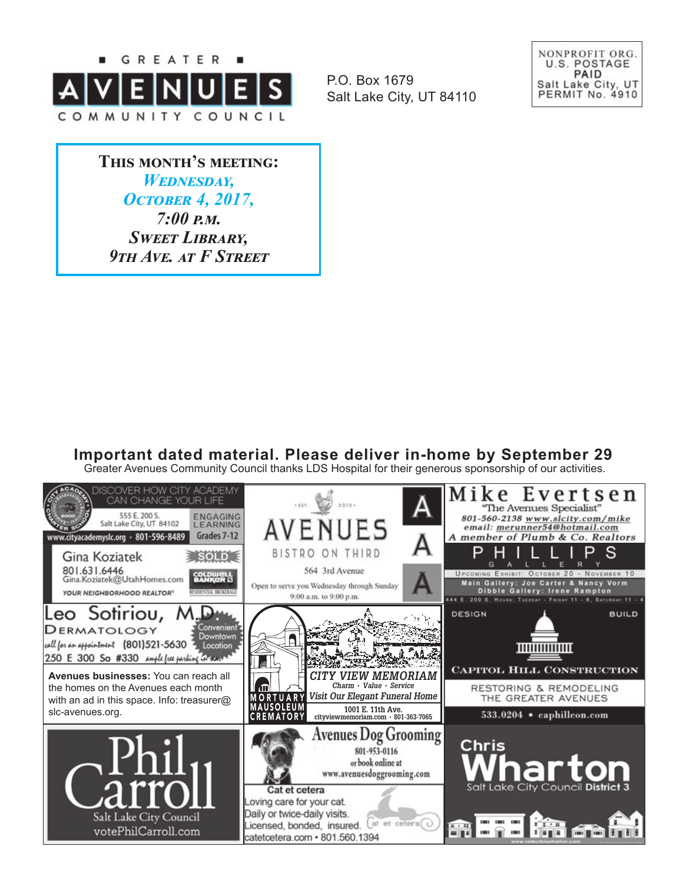■ GREATER ■

# AVENUES

COMMUNITY COUNCIL

P.O. Box 1679
Salt Lake City, UT 84110

NONPROFIT ORG.
U.S. POSTAGE
PAID
Salt Lake City, UT
PERMIT No. 4910

**THIS MONTH'S MEETING:**
***WEDNESDAY,***
***OCTOBER 4, 2017,***
***7:00 P.M.***
***SWEET LIBRARY,***
***9TH AVE. AT F STREET***

**Important dated material. Please deliver in-home by September 29**

Greater Avenues Community Council thanks LDS Hospital for their generous sponsorship of our activities.

DISCOVER HOW CITY ACADEMY CAN CHANGE YOUR LIFE
555 E. 200 S.
Salt Lake City, UT 84102
ENGAGING LEARNING
www.cityacademyslc.org • 801-596-8489 Grades 7-12

Gina Koziatek
801.631.6446
Gina.Koziatek@UtahHomes.com
YOUR NEIGHBORHOOD REALTOR®
SOLD
COLDWELL BANKER RESIDENTIAL BROKERAGE

• EST. 2012 •
AVENUES
BISTRO ON THIRD
564 3rd Avenue
Open to serve you Wednesday through Sunday
9:00 a.m. to 9:00 p.m.

Mike Evertsen
"The Avenues Specialist"
801-560-2138 www.slcity.com/mike
email: merunner54@hotmail.com
A member of Plumb & Co. Realtors

PHILLIPS GALLERY
Upcoming Exhibit: October 20 - November 10
Main Gallery: Joe Carter & Nancy Vorm
Dibble Gallery: Irene Rampton
444 E. 200 S. Hours: Tuesday - Friday 11 - 6, Saturday 11 - 4

Leo Sotiriou, M.D.
DERMATOLOGY
call for an appointment (801)521-5630
250 E 300 So #330 ample free parking
Convenient Downtown Location

**Avenues businesses:** You can reach all the homes on the Avenues each month with an ad in this space. Info: treasurer@slc-avenues.org.

CITY VIEW MEMORIAM
Charm • Value • Service
Visit Our Elegant Funeral Home
MORTUARY
MAUSOLEUM
CREMATORY
1001 E. 11th Ave.
cityviewmemoriam.com • 801-363-7065

DESIGN BUILD
CAPITOL HILL CONSTRUCTION
RESTORING & REMODELING THE GREATER AVENUES
533.0204 ▪ caphillcon.com

Phil Carroll
Salt Lake City Council
votePhilCarroll.com

Avenues Dog Grooming
801-953-0116
or book online at
www.avenuesdoggrooming.com

**Cat et cetera**
Loving care for your cat.
Daily or twice-daily visits.
Licensed, bonded, insured.
catetcetera.com • 801.560.1394

Chris Wharton
Salt Lake City Council District 3
www.votechriswharton.com